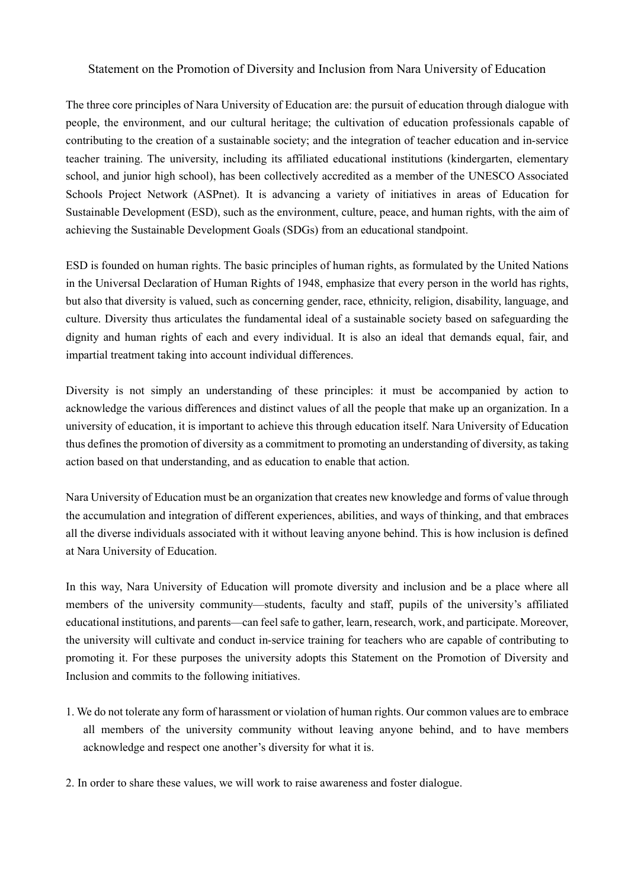# Statement on the Promotion of Diversity and Inclusion from Nara University of Education

The three core principles of Nara University of Education are: the pursuit of education through dialogue with people, the environment, and our cultural heritage; the cultivation of education professionals capable of contributing to the creation of a sustainable society; and the integration of teacher education and in-service teacher training. The university, including its affiliated educational institutions (kindergarten, elementary school, and junior high school), has been collectively accredited as a member of the UNESCO Associated Schools Project Network (ASPnet). It is advancing a variety of initiatives in areas of Education for Sustainable Development (ESD), such as the environment, culture, peace, and human rights, with the aim of achieving the Sustainable Development Goals (SDGs) from an educational standpoint.

ESD is founded on human rights. The basic principles of human rights, as formulated by the United Nations in the Universal Declaration of Human Rights of 1948, emphasize that every person in the world has rights, but also that diversity is valued, such as concerning gender, race, ethnicity, religion, disability, language, and culture. Diversity thus articulates the fundamental ideal of a sustainable society based on safeguarding the dignity and human rights of each and every individual. It is also an ideal that demands equal, fair, and impartial treatment taking into account individual differences.

Diversity is not simply an understanding of these principles: it must be accompanied by action to acknowledge the various differences and distinct values of all the people that make up an organization. In a university of education, it is important to achieve this through education itself. Nara University of Education thus defines the promotion of diversity as a commitment to promoting an understanding of diversity, as taking action based on that understanding, and as education to enable that action.

Nara University of Education must be an organization that creates new knowledge and forms of value through the accumulation and integration of different experiences, abilities, and ways of thinking, and that embraces all the diverse individuals associated with it without leaving anyone behind. This is how inclusion is defined at Nara University of Education.

In this way, Nara University of Education will promote diversity and inclusion and be a place where all members of the university community—students, faculty and staff, pupils of the university's affiliated educational institutions, and parents—can feel safe to gather, learn, research, work, and participate. Moreover, the university will cultivate and conduct in-service training for teachers who are capable of contributing to promoting it. For these purposes the university adopts this Statement on the Promotion of Diversity and Inclusion and commits to the following initiatives.

1. We do not tolerate any form of harassment or violation of human rights. Our common values are to embrace all members of the university community without leaving anyone behind, and to have members acknowledge and respect one another's diversity for what it is.

2. In order to share these values, we will work to raise awareness and foster dialogue.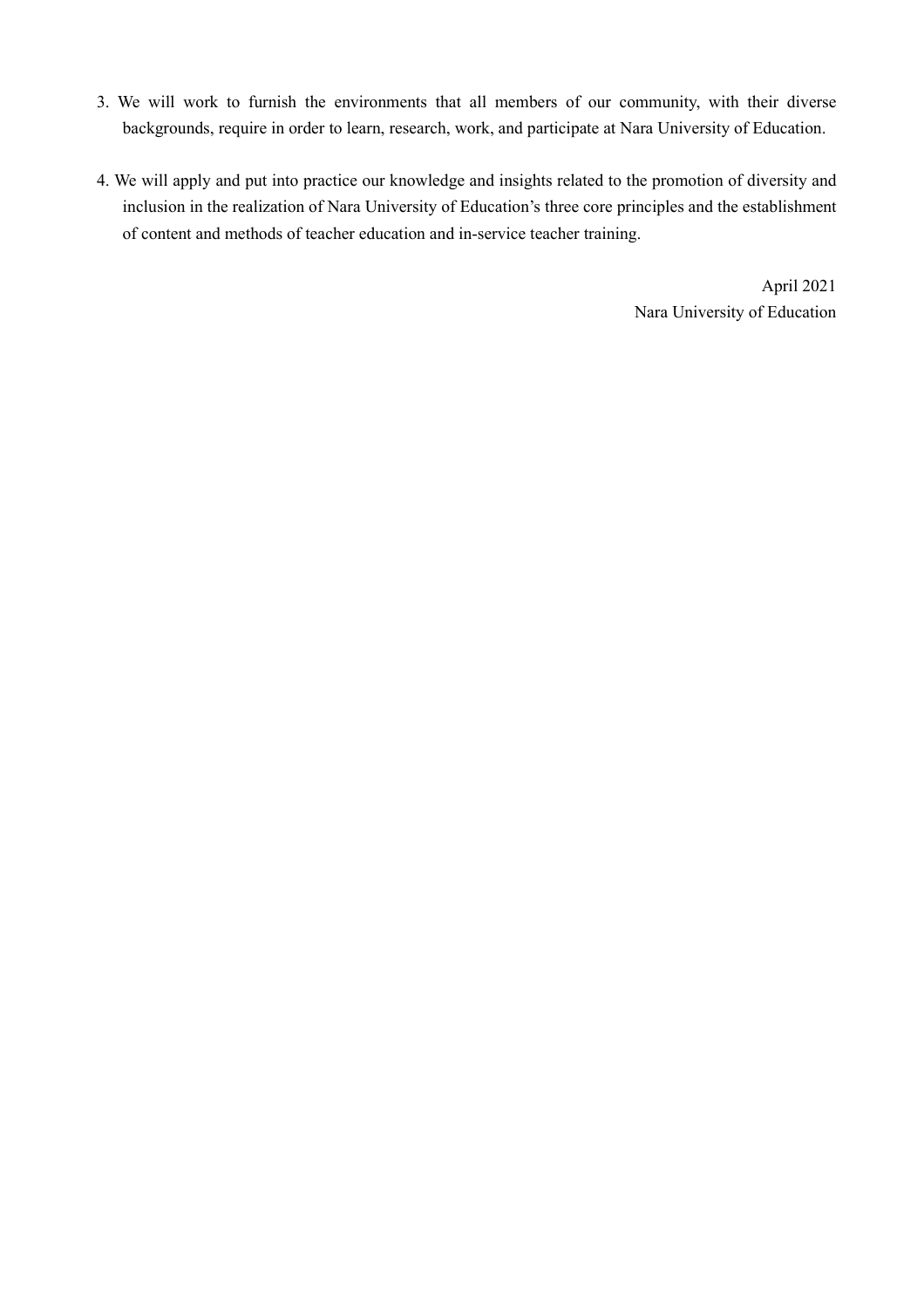3. We will work to furnish the environments that all members of our community, with their diverse backgrounds, require in order to learn, research, work, and participate at Nara University of Education.

4. We will apply and put into practice our knowledge and insights related to the promotion of diversity and inclusion in the realization of Nara University of Education's three core principles and the establishment of content and methods of teacher education and in-service teacher training.

April 2021
Nara University of Education